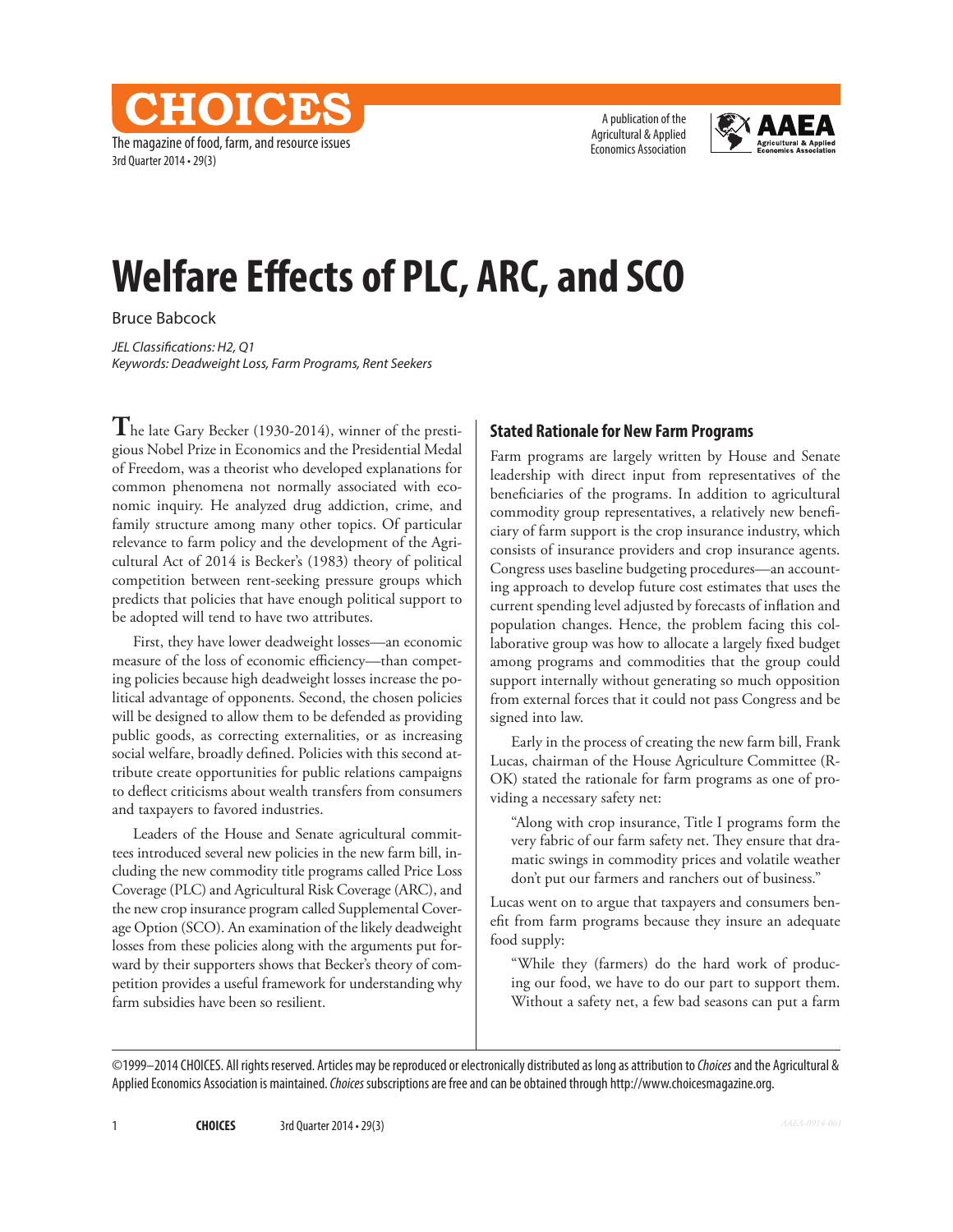# Welfare Effects of PLC, ARC, and SCO

Bruce Babcock

*JEL Classifications: H2, Q1*
*Keywords: Deadweight Loss, Farm Programs, Rent Seekers*

The late Gary Becker (1930-2014), winner of the prestigious Nobel Prize in Economics and the Presidential Medal of Freedom, was a theorist who developed explanations for common phenomena not normally associated with economic inquiry. He analyzed drug addiction, crime, and family structure among many other topics. Of particular relevance to farm policy and the development of the Agricultural Act of 2014 is Becker's (1983) theory of political competition between rent-seeking pressure groups which predicts that policies that have enough political support to be adopted will tend to have two attributes.

First, they have lower deadweight losses—an economic measure of the loss of economic efficiency—than competing policies because high deadweight losses increase the political advantage of opponents. Second, the chosen policies will be designed to allow them to be defended as providing public goods, as correcting externalities, or as increasing social welfare, broadly defined. Policies with this second attribute create opportunities for public relations campaigns to deflect criticisms about wealth transfers from consumers and taxpayers to favored industries.

Leaders of the House and Senate agricultural committees introduced several new policies in the new farm bill, including the new commodity title programs called Price Loss Coverage (PLC) and Agricultural Risk Coverage (ARC), and the new crop insurance program called Supplemental Coverage Option (SCO). An examination of the likely deadweight losses from these policies along with the arguments put forward by their supporters shows that Becker's theory of competition provides a useful framework for understanding why farm subsidies have been so resilient.

## Stated Rationale for New Farm Programs

Farm programs are largely written by House and Senate leadership with direct input from representatives of the beneficiaries of the programs. In addition to agricultural commodity group representatives, a relatively new beneficiary of farm support is the crop insurance industry, which consists of insurance providers and crop insurance agents. Congress uses baseline budgeting procedures—an accounting approach to develop future cost estimates that uses the current spending level adjusted by forecasts of inflation and population changes. Hence, the problem facing this collaborative group was how to allocate a largely fixed budget among programs and commodities that the group could support internally without generating so much opposition from external forces that it could not pass Congress and be signed into law.

Early in the process of creating the new farm bill, Frank Lucas, chairman of the House Agriculture Committee (R-OK) stated the rationale for farm programs as one of providing a necessary safety net:

> "Along with crop insurance, Title I programs form the very fabric of our farm safety net. They ensure that dramatic swings in commodity prices and volatile weather don't put our farmers and ranchers out of business."

Lucas went on to argue that taxpayers and consumers benefit from farm programs because they insure an adequate food supply:

> "While they (farmers) do the hard work of producing our food, we have to do our part to support them. Without a safety net, a few bad seasons can put a farm

©1999–2014 CHOICES. All rights reserved. Articles may be reproduced or electronically distributed as long as attribution to *Choices* and the Agricultural & Applied Economics Association is maintained. *Choices* subscriptions are free and can be obtained through http://www.choicesmagazine.org.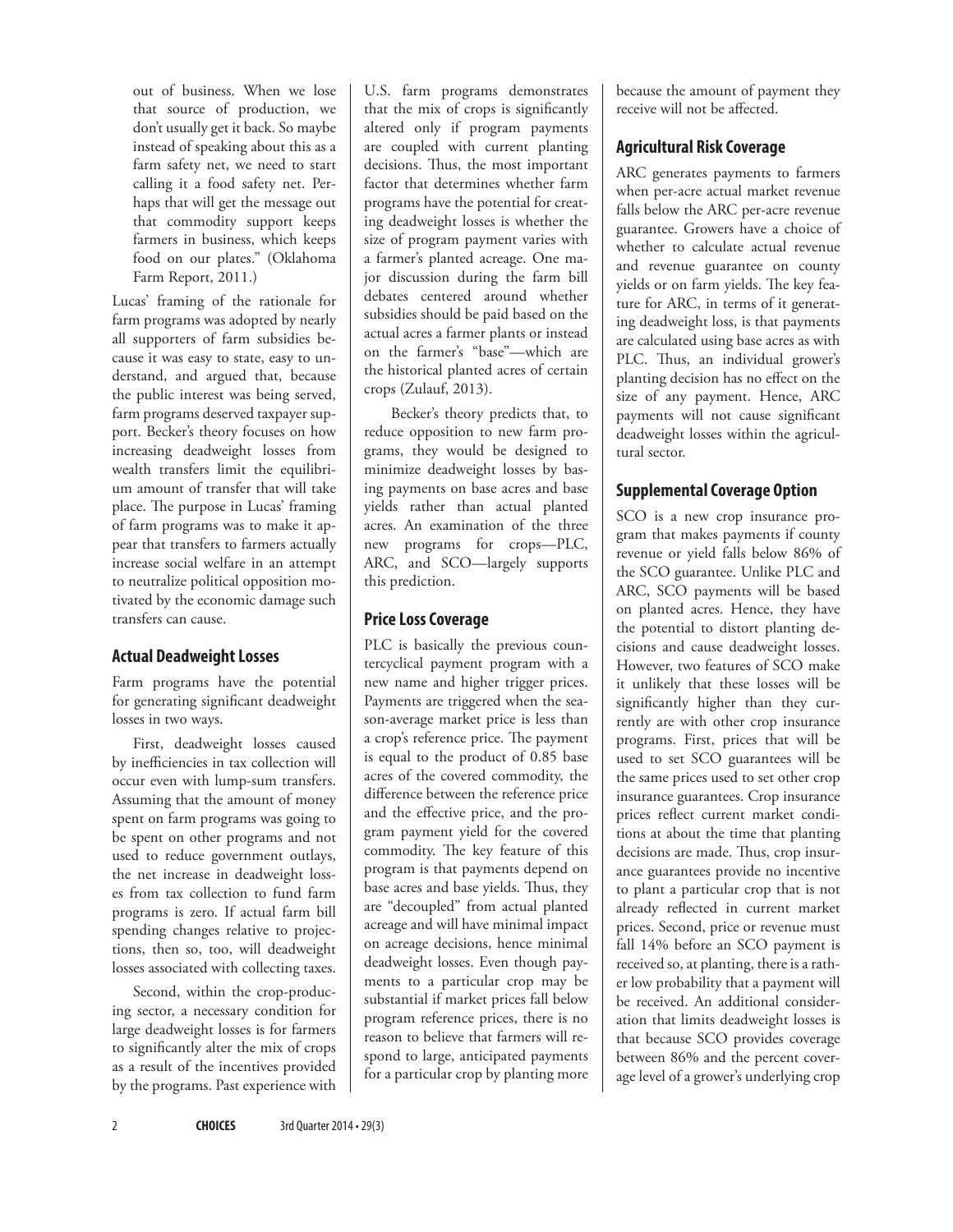out of business. When we lose that source of production, we don't usually get it back. So maybe instead of speaking about this as a farm safety net, we need to start calling it a food safety net. Perhaps that will get the message out that commodity support keeps farmers in business, which keeps food on our plates." (Oklahoma Farm Report, 2011.)

Lucas' framing of the rationale for farm programs was adopted by nearly all supporters of farm subsidies because it was easy to state, easy to understand, and argued that, because the public interest was being served, farm programs deserved taxpayer support. Becker's theory focuses on how increasing deadweight losses from wealth transfers limit the equilibrium amount of transfer that will take place. The purpose in Lucas' framing of farm programs was to make it appear that transfers to farmers actually increase social welfare in an attempt to neutralize political opposition motivated by the economic damage such transfers can cause.

## Actual Deadweight Losses

Farm programs have the potential for generating significant deadweight losses in two ways.

First, deadweight losses caused by inefficiencies in tax collection will occur even with lump-sum transfers. Assuming that the amount of money spent on farm programs was going to be spent on other programs and not used to reduce government outlays, the net increase in deadweight losses from tax collection to fund farm programs is zero. If actual farm bill spending changes relative to projections, then so, too, will deadweight losses associated with collecting taxes.

Second, within the crop-producing sector, a necessary condition for large deadweight losses is for farmers to significantly alter the mix of crops as a result of the incentives provided by the programs. Past experience with U.S. farm programs demonstrates that the mix of crops is significantly altered only if program payments are coupled with current planting decisions. Thus, the most important factor that determines whether farm programs have the potential for creating deadweight losses is whether the size of program payment varies with a farmer's planted acreage. One major discussion during the farm bill debates centered around whether subsidies should be paid based on the actual acres a farmer plants or instead on the farmer's "base"—which are the historical planted acres of certain crops (Zulauf, 2013).

Becker's theory predicts that, to reduce opposition to new farm programs, they would be designed to minimize deadweight losses by basing payments on base acres and base yields rather than actual planted acres. An examination of the three new programs for crops—PLC, ARC, and SCO—largely supports this prediction.

## Price Loss Coverage

PLC is basically the previous countercyclical payment program with a new name and higher trigger prices. Payments are triggered when the season-average market price is less than a crop's reference price. The payment is equal to the product of 0.85 base acres of the covered commodity, the difference between the reference price and the effective price, and the program payment yield for the covered commodity. The key feature of this program is that payments depend on base acres and base yields. Thus, they are "decoupled" from actual planted acreage and will have minimal impact on acreage decisions, hence minimal deadweight losses. Even though payments to a particular crop may be substantial if market prices fall below program reference prices, there is no reason to believe that farmers will respond to large, anticipated payments for a particular crop by planting more because the amount of payment they receive will not be affected.

## Agricultural Risk Coverage

ARC generates payments to farmers when per-acre actual market revenue falls below the ARC per-acre revenue guarantee. Growers have a choice of whether to calculate actual revenue and revenue guarantee on county yields or on farm yields. The key feature for ARC, in terms of it generating deadweight loss, is that payments are calculated using base acres as with PLC. Thus, an individual grower's planting decision has no effect on the size of any payment. Hence, ARC payments will not cause significant deadweight losses within the agricultural sector.

## Supplemental Coverage Option

SCO is a new crop insurance program that makes payments if county revenue or yield falls below 86% of the SCO guarantee. Unlike PLC and ARC, SCO payments will be based on planted acres. Hence, they have the potential to distort planting decisions and cause deadweight losses. However, two features of SCO make it unlikely that these losses will be significantly higher than they currently are with other crop insurance programs. First, prices that will be used to set SCO guarantees will be the same prices used to set other crop insurance guarantees. Crop insurance prices reflect current market conditions at about the time that planting decisions are made. Thus, crop insurance guarantees provide no incentive to plant a particular crop that is not already reflected in current market prices. Second, price or revenue must fall 14% before an SCO payment is received so, at planting, there is a rather low probability that a payment will be received. An additional consideration that limits deadweight losses is that because SCO provides coverage between 86% and the percent coverage level of a grower's underlying crop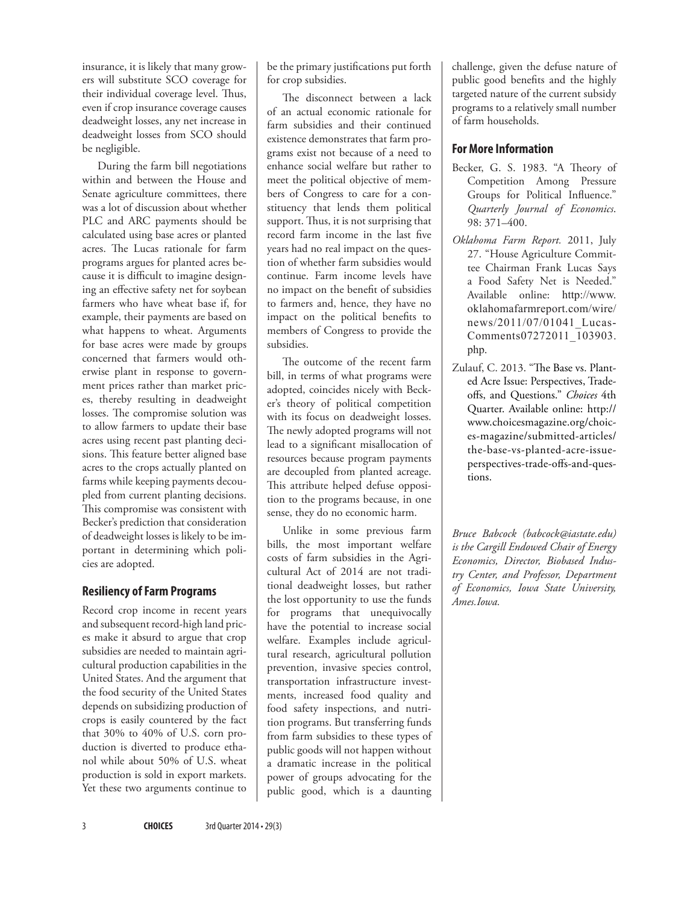insurance, it is likely that many growers will substitute SCO coverage for their individual coverage level. Thus, even if crop insurance coverage causes deadweight losses, any net increase in deadweight losses from SCO should be negligible.

During the farm bill negotiations within and between the House and Senate agriculture committees, there was a lot of discussion about whether PLC and ARC payments should be calculated using base acres or planted acres. The Lucas rationale for farm programs argues for planted acres because it is difficult to imagine designing an effective safety net for soybean farmers who have wheat base if, for example, their payments are based on what happens to wheat. Arguments for base acres were made by groups concerned that farmers would otherwise plant in response to government prices rather than market prices, thereby resulting in deadweight losses. The compromise solution was to allow farmers to update their base acres using recent past planting decisions. This feature better aligned base acres to the crops actually planted on farms while keeping payments decoupled from current planting decisions. This compromise was consistent with Becker's prediction that consideration of deadweight losses is likely to be important in determining which policies are adopted.

## Resiliency of Farm Programs

Record crop income in recent years and subsequent record-high land prices make it absurd to argue that crop subsidies are needed to maintain agricultural production capabilities in the United States. And the argument that the food security of the United States depends on subsidizing production of crops is easily countered by the fact that 30% to 40% of U.S. corn production is diverted to produce ethanol while about 50% of U.S. wheat production is sold in export markets. Yet these two arguments continue to be the primary justifications put forth for crop subsidies.

The disconnect between a lack of an actual economic rationale for farm subsidies and their continued existence demonstrates that farm programs exist not because of a need to enhance social welfare but rather to meet the political objective of members of Congress to care for a constituency that lends them political support. Thus, it is not surprising that record farm income in the last five years had no real impact on the question of whether farm subsidies would continue. Farm income levels have no impact on the benefit of subsidies to farmers and, hence, they have no impact on the political benefits to members of Congress to provide the subsidies.

The outcome of the recent farm bill, in terms of what programs were adopted, coincides nicely with Becker's theory of political competition with its focus on deadweight losses. The newly adopted programs will not lead to a significant misallocation of resources because program payments are decoupled from planted acreage. This attribute helped defuse opposition to the programs because, in one sense, they do no economic harm.

Unlike in some previous farm bills, the most important welfare costs of farm subsidies in the Agricultural Act of 2014 are not traditional deadweight losses, but rather the lost opportunity to use the funds for programs that unequivocally have the potential to increase social welfare. Examples include agricultural research, agricultural pollution prevention, invasive species control, transportation infrastructure investments, increased food quality and food safety inspections, and nutrition programs. But transferring funds from farm subsidies to these types of public goods will not happen without a dramatic increase in the political power of groups advocating for the public good, which is a daunting challenge, given the defuse nature of public good benefits and the highly targeted nature of the current subsidy programs to a relatively small number of farm households.

## For More Information

Becker, G. S. 1983. "A Theory of Competition Among Pressure Groups for Political Influence." *Quarterly Journal of Economics*. 98: 371–400.

*Oklahoma Farm Report*. 2011, July 27. "House Agriculture Committee Chairman Frank Lucas Says a Food Safety Net is Needed." Available online: http://www.oklahomafarmreport.com/wire/news/2011/07/01041_LucasComments07272011_103903.php.

Zulauf, C. 2013. "The Base vs. Planted Acre Issue: Perspectives, Trade-offs, and Questions." *Choices* 4th Quarter. Available online: http://www.choicesmagazine.org/choices-magazine/submitted-articles/the-base-vs-planted-acre-issue-perspectives-trade-offs-and-questions.

*Bruce Babcock (babcock@iastate.edu) is the Cargill Endowed Chair of Energy Economics, Director, Biobased Industry Center, and Professor, Department of Economics, Iowa State University, Ames.Iowa.*